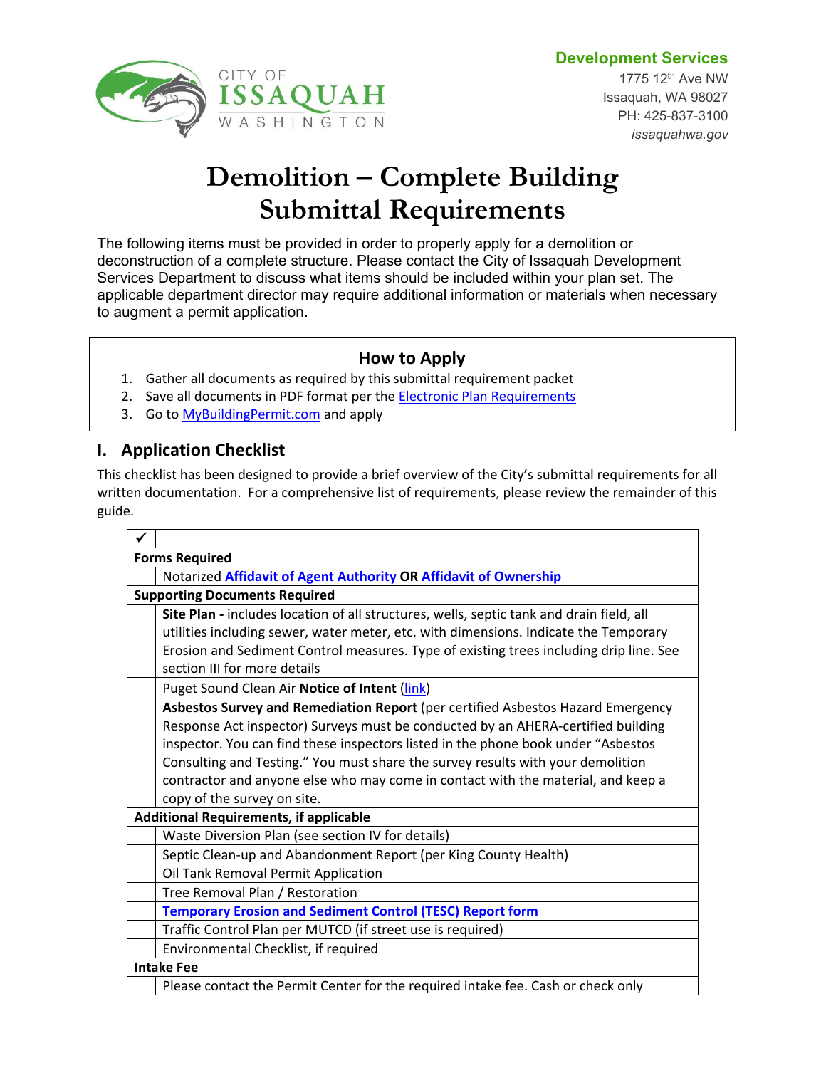CITY OF ISSAQUAH WASHINGTON

**Development Services**
1775 12th Ave NW
Issaquah, WA 98027
PH: 425-837-3100
*issaquahwa.gov*

# Demolition – Complete Building Submittal Requirements

The following items must be provided in order to properly apply for a demolition or deconstruction of a complete structure. Please contact the City of Issaquah Development Services Department to discuss what items should be included within your plan set. The applicable department director may require additional information or materials when necessary to augment a permit application.

### How to Apply

1. Gather all documents as required by this submittal requirement packet
2. Save all documents in PDF format per the Electronic Plan Requirements
3. Go to MyBuildingPermit.com and apply

## I. Application Checklist

This checklist has been designed to provide a brief overview of the City's submittal requirements for all written documentation. For a comprehensive list of requirements, please review the remainder of this guide.

| ✓ | |
|---|---|
| **Forms Required** | |
| | Notarized **Affidavit of Agent Authority** **OR** **Affidavit of Ownership** |
| **Supporting Documents Required** | |
| | **Site Plan -** includes location of all structures, wells, septic tank and drain field, all utilities including sewer, water meter, etc. with dimensions. Indicate the Temporary Erosion and Sediment Control measures. Type of existing trees including drip line. See section III for more details |
| | Puget Sound Clean Air **Notice of Intent** (link) |
| | **Asbestos Survey and Remediation Report** (per certified Asbestos Hazard Emergency Response Act inspector) Surveys must be conducted by an AHERA-certified building inspector. You can find these inspectors listed in the phone book under "Asbestos Consulting and Testing." You must share the survey results with your demolition contractor and anyone else who may come in contact with the material, and keep a copy of the survey on site. |
| **Additional Requirements, if applicable** | |
| | Waste Diversion Plan (see section IV for details) |
| | Septic Clean-up and Abandonment Report (per King County Health) |
| | Oil Tank Removal Permit Application |
| | Tree Removal Plan / Restoration |
| | **Temporary Erosion and Sediment Control (TESC) Report form** |
| | Traffic Control Plan per MUTCD (if street use is required) |
| | Environmental Checklist, if required |
| **Intake Fee** | |
| | Please contact the Permit Center for the required intake fee. Cash or check only |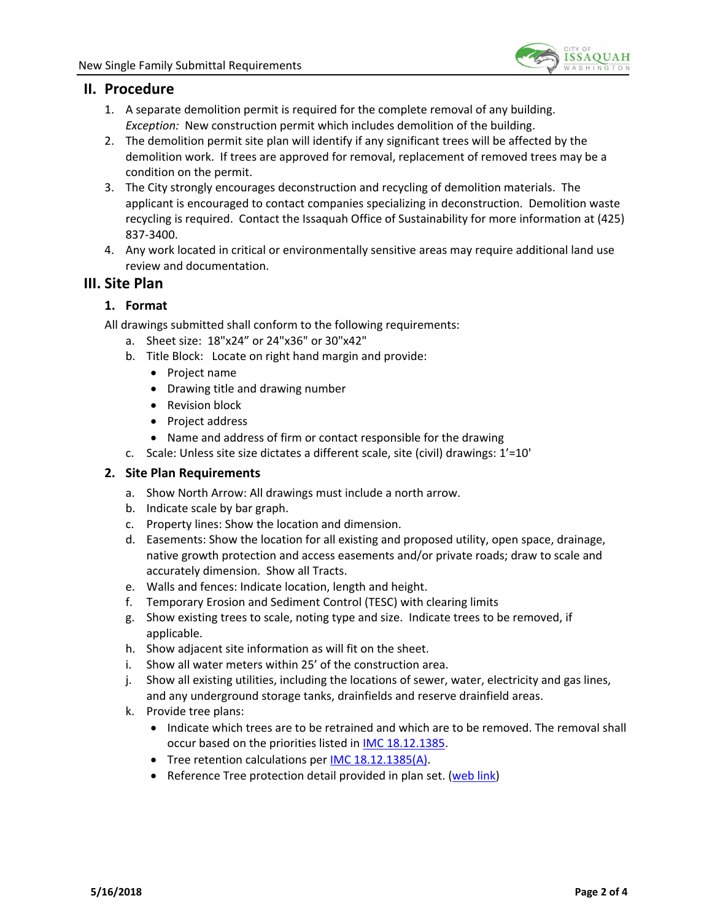## II. Procedure

1. A separate demolition permit is required for the complete removal of any building. *Exception:* New construction permit which includes demolition of the building.
2. The demolition permit site plan will identify if any significant trees will be affected by the demolition work. If trees are approved for removal, replacement of removed trees may be a condition on the permit.
3. The City strongly encourages deconstruction and recycling of demolition materials. The applicant is encouraged to contact companies specializing in deconstruction. Demolition waste recycling is required. Contact the Issaquah Office of Sustainability for more information at (425) 837-3400.
4. Any work located in critical or environmentally sensitive areas may require additional land use review and documentation.

## III. Site Plan

### 1. Format

All drawings submitted shall conform to the following requirements:

a. Sheet size: 18"x24" or 24"x36" or 30"x42"

b. Title Block: Locate on right hand margin and provide:
- Project name
- Drawing title and drawing number
- Revision block
- Project address
- Name and address of firm or contact responsible for the drawing

c. Scale: Unless site size dictates a different scale, site (civil) drawings: 1'=10'

### 2. Site Plan Requirements

a. Show North Arrow: All drawings must include a north arrow.

b. Indicate scale by bar graph.

c. Property lines: Show the location and dimension.

d. Easements: Show the location for all existing and proposed utility, open space, drainage, native growth protection and access easements and/or private roads; draw to scale and accurately dimension. Show all Tracts.

e. Walls and fences: Indicate location, length and height.

f. Temporary Erosion and Sediment Control (TESC) with clearing limits

g. Show existing trees to scale, noting type and size. Indicate trees to be removed, if applicable.

h. Show adjacent site information as will fit on the sheet.

i. Show all water meters within 25' of the construction area.

j. Show all existing utilities, including the locations of sewer, water, electricity and gas lines, and any underground storage tanks, drainfields and reserve drainfield areas.

k. Provide tree plans:
- Indicate which trees are to be retrained and which are to be removed. The removal shall occur based on the priorities listed in IMC 18.12.1385.
- Tree retention calculations per IMC 18.12.1385(A).
- Reference Tree protection detail provided in plan set. (web link)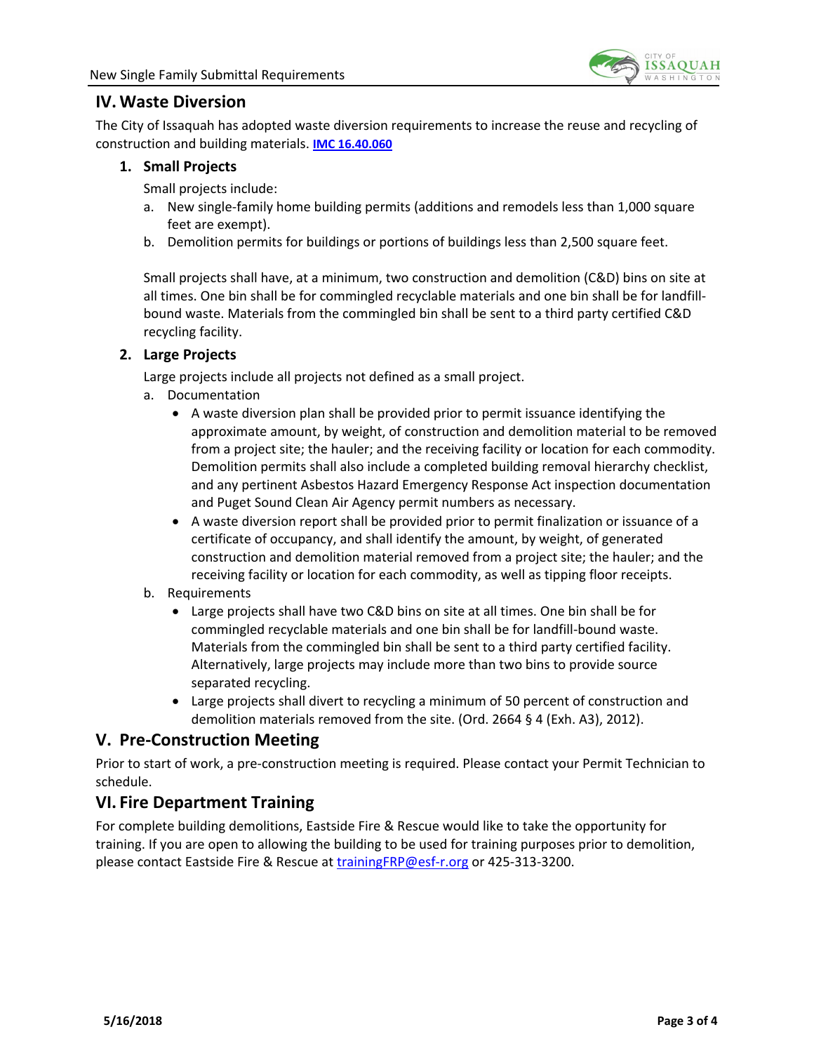## IV. Waste Diversion

The City of Issaquah has adopted waste diversion requirements to increase the reuse and recycling of construction and building materials. **[IMC 16.40.060]**

### 1. Small Projects

Small projects include:

a. New single-family home building permits (additions and remodels less than 1,000 square feet are exempt).

b. Demolition permits for buildings or portions of buildings less than 2,500 square feet.

Small projects shall have, at a minimum, two construction and demolition (C&D) bins on site at all times. One bin shall be for commingled recyclable materials and one bin shall be for landfill-bound waste. Materials from the commingled bin shall be sent to a third party certified C&D recycling facility.

### 2. Large Projects

Large projects include all projects not defined as a small project.

a. Documentation

- A waste diversion plan shall be provided prior to permit issuance identifying the approximate amount, by weight, of construction and demolition material to be removed from a project site; the hauler; and the receiving facility or location for each commodity. Demolition permits shall also include a completed building removal hierarchy checklist, and any pertinent Asbestos Hazard Emergency Response Act inspection documentation and Puget Sound Clean Air Agency permit numbers as necessary.
- A waste diversion report shall be provided prior to permit finalization or issuance of a certificate of occupancy, and shall identify the amount, by weight, of generated construction and demolition material removed from a project site; the hauler; and the receiving facility or location for each commodity, as well as tipping floor receipts.

b. Requirements

- Large projects shall have two C&D bins on site at all times. One bin shall be for commingled recyclable materials and one bin shall be for landfill-bound waste. Materials from the commingled bin shall be sent to a third party certified facility. Alternatively, large projects may include more than two bins to provide source separated recycling.
- Large projects shall divert to recycling a minimum of 50 percent of construction and demolition materials removed from the site. (Ord. 2664 § 4 (Exh. A3), 2012).

## V. Pre-Construction Meeting

Prior to start of work, a pre-construction meeting is required. Please contact your Permit Technician to schedule.

## VI. Fire Department Training

For complete building demolitions, Eastside Fire & Rescue would like to take the opportunity for training. If you are open to allowing the building to be used for training purposes prior to demolition, please contact Eastside Fire & Rescue at trainingFRP@esf-r.org or 425-313-3200.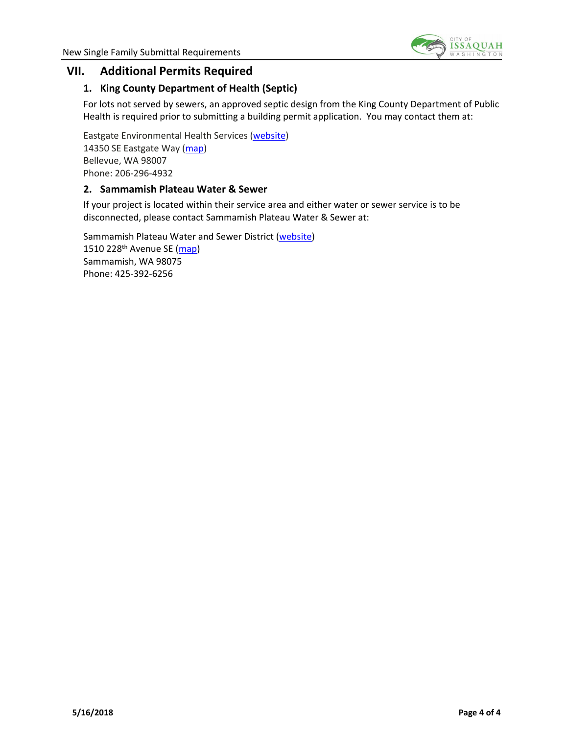## VII. Additional Permits Required

### 1. King County Department of Health (Septic)

For lots not served by sewers, an approved septic design from the King County Department of Public Health is required prior to submitting a building permit application. You may contact them at:

Eastgate Environmental Health Services (website)
14350 SE Eastgate Way (map)
Bellevue, WA 98007
Phone: 206-296-4932

### 2. Sammamish Plateau Water & Sewer

If your project is located within their service area and either water or sewer service is to be disconnected, please contact Sammamish Plateau Water & Sewer at:

Sammamish Plateau Water and Sewer District (website)
1510 228th Avenue SE (map)
Sammamish, WA 98075
Phone: 425-392-6256